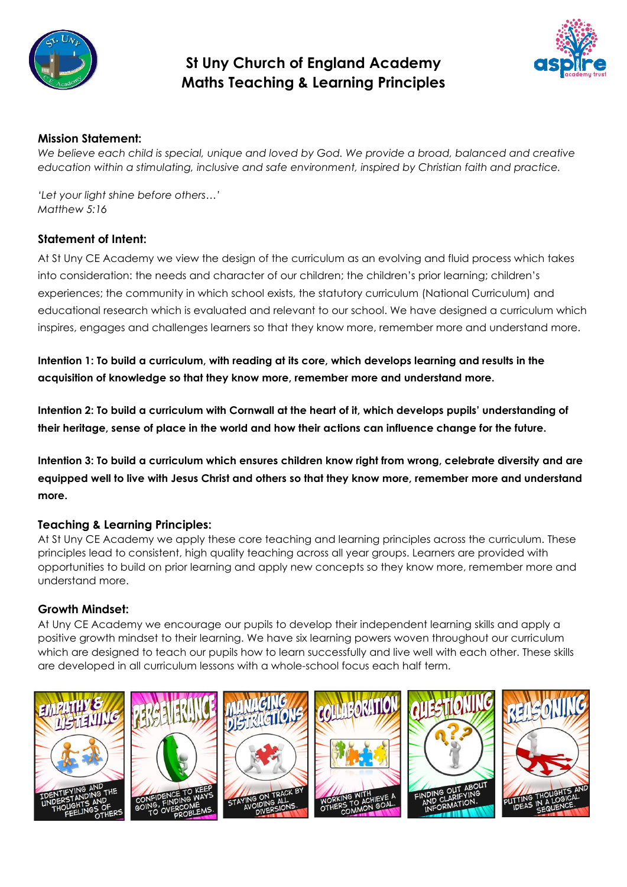# St Uny Church of England Academy
# Maths Teaching & Learning Principles

**Mission Statement:**

*We believe each child is special, unique and loved by God. We provide a broad, balanced and creative education within a stimulating, inclusive and safe environment, inspired by Christian faith and practice.*

*'Let your light shine before others…'*
*Matthew 5:16*

**Statement of Intent:**

At St Uny CE Academy we view the design of the curriculum as an evolving and fluid process which takes into consideration: the needs and character of our children; the children's prior learning; children's experiences; the community in which school exists, the statutory curriculum (National Curriculum) and educational research which is evaluated and relevant to our school. We have designed a curriculum which inspires, engages and challenges learners so that they know more, remember more and understand more.

**Intention 1: To build a curriculum, with reading at its core, which develops learning and results in the acquisition of knowledge so that they know more, remember more and understand more.**

**Intention 2: To build a curriculum with Cornwall at the heart of it, which develops pupils' understanding of their heritage, sense of place in the world and how their actions can influence change for the future.**

**Intention 3: To build a curriculum which ensures children know right from wrong, celebrate diversity and are equipped well to live with Jesus Christ and others so that they know more, remember more and understand more.**

**Teaching & Learning Principles:**

At St Uny CE Academy we apply these core teaching and learning principles across the curriculum. These principles lead to consistent, high quality teaching across all year groups. Learners are provided with opportunities to build on prior learning and apply new concepts so they know more, remember more and understand more.

**Growth Mindset:**

At Uny CE Academy we encourage our pupils to develop their independent learning skills and apply a positive growth mindset to their learning. We have six learning powers woven throughout our curriculum which are designed to teach our pupils how to learn successfully and live well with each other. These skills are developed in all curriculum lessons with a whole-school focus each half term.

- **Empathy & Listening** – Identifying and understanding the thoughts and feelings of others
- **Perseverance** – Confidence to keep going, finding ways to overcome problems.
- **Managing Distractions** – Staying on track by avoiding all diversions.
- **Collaboration** – Working with others to achieve a common goal.
- **Questioning** – Finding out about and clarifying information.
- **Reasoning** – Putting thoughts and ideas in a logical sequence.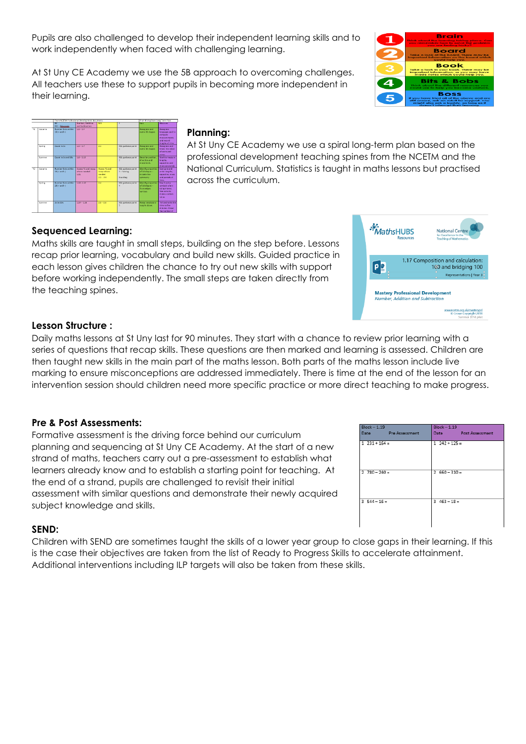Pupils are also challenged to develop their independent learning skills and to work independently when faced with challenging learning.

At St Uny CE Academy we use the 5B approach to overcoming challenges. All teachers use these to support pupils in becoming more independent in their learning.

## Planning:

At St Uny CE Academy we use a spiral long-term plan based on the professional development teaching spines from the NCETM and the National Curriculum. Statistics is taught in maths lessons but practised across the curriculum.

## Sequenced Learning:

Maths skills are taught in small steps, building on the step before. Lessons recap prior learning, vocabulary and build new skills. Guided practice in each lesson gives children the chance to try out new skills with support before working independently. The small steps are taken directly from the teaching spines.

## Lesson Structure :

Daily maths lessons at St Uny last for 90 minutes. They start with a chance to review prior learning with a series of questions that recap skills. These questions are then marked and learning is assessed. Children are then taught new skills in the main part of the maths lesson. Both parts of the maths lesson include live marking to ensure misconceptions are addressed immediately. There is time at the end of the lesson for an intervention session should children need more specific practice or more direct teaching to make progress.

## Pre & Post Assessments:

Formative assessment is the driving force behind our curriculum planning and sequencing at St Uny CE Academy. At the start of a new strand of maths, teachers carry out a pre-assessment to establish what learners already know and to establish a starting point for teaching. At the end of a strand, pupils are challenged to revisit their initial assessment with similar questions and demonstrate their newly acquired subject knowledge and skills.

| Block – 1.19<br>Date Pre Assessment | Block – 1.19<br>Date Post Assessment |
|---|---|
| 1 231 + 164 = | 1 242 + 125 = |
| 2 780 – 240 = | 2 660 – 310 = |
| 3 544 – 16 = | 3 463 – 18 = |

## SEND:

Children with SEND are sometimes taught the skills of a lower year group to close gaps in their learning. If this is the case their objectives are taken from the list of Ready to Progress Skills to accelerate attainment. Additional interventions including ILP targets will also be taken from these skills.